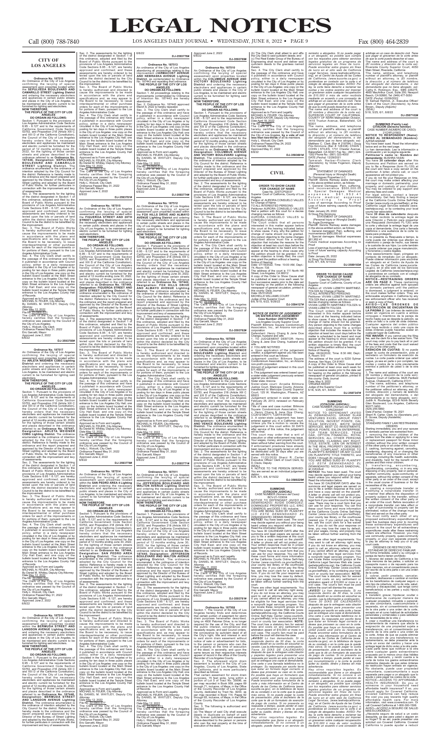# LEGAL NOTICES

## CITY OF LOS ANGELES

**Ordinance No. 187518**

An Ordinance of the City of Los Angeles confirming the levying of special assessment upon properties located within the **BOULEVARD SOULEVARD AND CAMARILLO STREET Lighting District** and ordering the necessary electroliers and appliances in certain public streets and places in the City of Los Angeles, to be maintained and electric current to be furnished for lighting said electroliers.

**NOW THEREFORE,**
**THE PEOPLE OF THE CITY OF LOS ANGELES DO ORDAIN AS FOLLOWS:**

Section 1. Pursuant to the provisions of Los Angeles Administrative Code Sections 6.95 - 6.127 and to the requirements of California Government Code Section 53753, and Proposition 218 (Article XIII C and XIII D of the California Constitution), the Council of the City of Los Angeles hereby orders that the necessary electroliers and appliances be maintained and electric current be furnished for the period of 12 months ending June 30, 2022, for the lighting of those certain streets and places described in the ordinance referred to as **Ordinance No. 187448, Designation: CAHUENGA BOULEVARD AND CAMARILLO STREET Lighting District.** The ordinance enumerated is the ordinance of intention adopted by the City Council for the district. Reference is hereby made to the ordinance and the report prepared and approved by the Director of the Bureau of Street Lighting and adopted by the Board of Public Works, for further particulars in connection with the improvement and levy of assessments.

Sec. 2. The assessments for the lighting of the district designated in Section 1 of this ordinance, adopted and filed by the Board of Public Works pursuant to the provisions of Los Angeles Administrative Code Sections 6.95 - 6.127, are hereby approved and confirmed; and these assessments are hereby ordered to be levied upon the lots or parcels of land within the district declared by the City Council to be the district to be benefited by the improvement.

Sec. 3. The Board of Public Works is hereby authorized and directed to cause the improvements to be made in accordance with the plans and specifications and, as may appear to the Board to be necessary, to issue interdepartmental or other purchase orders for each of the improvements or for portions of them, pursuant to the Los Angeles Administrative Code.

Sec. 4. The City Clerk shall certify to the passage of this ordinance and have it published in accordance with Council policy, either in a daily newspaper circulated in the City of Los Angeles or by posting for ten days in three public places in the City of Los Angeles: one copy on the bulletin board located at the Main Street entrance to the Los Angeles City Hall; one copy on the bulletin board located at the Main Street entrance to the Los Angeles City Hall East; and one copy on the bulletin board located at the Temple Street entrance to the Los Angeles County Hall of Records.

Approved as to Form and Legality
MICHAEL N. FEUER, City Attorney
By DANIEL M. WHITLEY, Deputy City Attorney
Date May 12, 2022
File No. 22-0903-S5

The Clerk of the City of Los Angeles hereby certifies that the foregoing ordinance was passed by the Council of the City of Los Angeles.
Holly L. Wolcott, City Clerk
Ordinance Passed May 31, 2022
Eric Garcetti, Mayor
Approved June 2, 2022
6/8/22

**DJ-3593798#**

**Ordinance No. 187517**

An Ordinance of the City of Los Angeles confirming the levying of special assessment upon properties located within the **ARLETA AVENUE AND CHASE STREET Lighting District** and ordering the necessary electroliers and appliances in certain public streets and places in the City of Los Angeles, to be maintained and electric current to be furnished for lighting said electroliers.

**NOW THEREFORE,**
**THE PEOPLE OF THE CITY OF LOS ANGELES DO ORDAIN AS FOLLOWS:**

Section 1. Pursuant to the provisions of Los Angeles Administrative Code Sections 6.95 - 6.127 and to the requirements of California Government Code Section 53753, and Proposition 218 (Article XIII C and XIII D of the California Constitution), the Council of the City of Los Angeles hereby orders that the necessary electroliers and appliances be maintained and electric current be furnished for the period of 12 months ending June 30, 2022, for the lighting of those certain streets and places described in the ordinance referred to as **Ordinance No. 187447, Designation: ARLETA AVENUE AND CHASE STREET Lighting District.** The ordinance enumerated is the ordinance of intention adopted by the City Council for the district. Reference is hereby made to the ordinance and the report prepared and approved by the Director of the Bureau of Street Lighting and adopted by the Board of Public Works, for further particulars in connection with the improvement and levy of assessments.

Sec. 2. The assessments for the lighting of the district designated in Section 1 of this ordinance, adopted and filed by the Board of Public Works pursuant to the provisions of Los Angeles Administrative Code Sections 6.95 - 6.127, are hereby approved and confirmed; and these assessments are hereby ordered to be levied upon the lots or parcels of land within the district declared by the City Council to be the district to be benefited by the improvement.

Sec. 3. The Board of Public Works is hereby authorized and directed to cause the improvements to be made in accordance with the plans and specifications and, as may appear to the Board to be necessary, to issue interdepartmental or other purchase orders for each of the improvements or for portions of them, pursuant to the Los Angeles Administrative Code.

Sec. 4. The City Clerk shall certify to the passage of this ordinance and have it published in accordance with Council policy, either in a daily newspaper circulated in the City of Los Angeles or by posting for ten days in three public places in the City of Los Angeles: one copy on the bulletin board located at the Main Street entrance to the Los Angeles City Hall; one copy on the bulletin board located at the Main Street entrance to the Los Angeles City Hall East; and one copy on the bulletin board located at the Temple Street entrance to the Los Angeles County Hall of Records.

Approved as to Form and Legality
MICHAEL N. FEUER, City Attorney
By Daniel M. Whitley, Deputy City Attorney
Date May 12, 2022
File No. 22-0903-S4

The Clerk of the City of Los Angeles hereby certifies that the foregoing ordinance was passed by the Council of the City of Los Angeles.
Holly L. Wolcott, City Clerk
Ordinance Passed May 31, 2022
Eric Garcetti, Mayor
Approved June 2, 2022
6/8/22

**DJ-3593794#**

**Ordinance No. 187516**

An Ordinance of the City of Los Angeles confirming the levying of special assessment upon properties located within the **BERMUDA STREET AND LANGDON AVENUE Lighting District** and ordering the necessary electroliers and appliances in certain public streets and places in the City of Los Angeles, to be maintained and electric current to be furnished for lighting said electroliers.

**NOW THEREFORE,**
**THE PEOPLE OF THE CITY OF LOS ANGELES DO ORDAIN AS FOLLOWS:**

Section 1. Pursuant to the provisions of Los Angeles Administrative Code Sections 6.95 - 6.127 and to the requirements of California Government Code Section 53753, and Proposition 218 (Article XIII C and XIII D of the California Constitution), the Council of the City of Los Angeles hereby orders that the necessary electroliers and appliances be maintained and electric current be furnished for the period of 12 months ending June 30, 2022, for the lighting of those certain streets and places described in the ordinance referred to as **Ordinance No. 187446, Designation: BERMUDA STREET AND LANGDON AVENUE Lighting District.** The ordinance enumerated is the ordinance of intention adopted by the City Council for the district. Reference is hereby made to the ordinance and the report prepared and approved by the Director of the Bureau of Street Lighting and adopted by the Board of Public Works, for further particulars in connection with the improvement and levy of assessments.

Sec. 2. The assessments for the lighting of the district designated in Section 1 of this ordinance, adopted and filed by the Board of Public Works pursuant to the provisions of Los Angeles Administrative Code Sections 6.95 - 6.127, are hereby approved and confirmed; and these assessments are hereby ordered to be levied upon the lots or parcels of land within the district declared by the City Council to be the district to be benefited by the improvement.

Sec. 3. The Board of Public Works is hereby authorized and directed to cause the improvements to be made in accordance with the plans and specifications and, as may appear to the Board to be necessary, to issue interdepartmental or other purchase orders for each of the improvements or for portions of them, pursuant to the Los Angeles Administrative Code.

Sec. 4. The City Clerk shall certify to the passage of this ordinance and have it published in accordance with Council policy, either in a daily newspaper circulated in the City of Los Angeles or by posting for ten days in three public places in the City of Los Angeles: one copy on the bulletin board located at the Main Street entrance to the Los Angeles City Hall; one copy on the bulletin board located at the Main Street entrance to the Los Angeles City Hall East; and one copy on the bulletin board located at the Temple Street entrance to the Los Angeles County Hall of Records.

Approved as to Form and Legality
MICHAEL N. FEUER, City Attorney
By Daniel M. Whitley, Deputy City Attorney
Date May 12, 2022
File No. 22-0903-S3

The Clerk of the City of Los Angeles hereby certifies that the foregoing ordinance was passed by the Council of the City of Los Angeles.
Holly L. Wolcott, City Clerk
Ordinance Passed May 31, 2022
Eric Garcetti, Mayor
Approved June 2, 2022
6/8/22

**DJ-3593768#**

**Ordinance No. 187515**

An Ordinance of the City of Los Angeles confirming the levying of special assessment upon properties located within the **FIGUEROA STREET AND 28TH STREET Lighting District** and ordering the necessary electroliers and appliances in certain public streets and places in the City of Los Angeles, to be maintained and electric current to be furnished for lighting said electroliers.

**NOW THEREFORE,**
**THE PEOPLE OF THE CITY OF LOS ANGELES DO ORDAIN AS FOLLOWS:**

Section 1. Pursuant to the provisions of Los Angeles Administrative Code Sections 6.95 - 6.127 and to the requirements of California Government Code Section 53753, and Proposition 218 (Article XIII C and XIII D of the California Constitution), the Council of the City of Los Angeles hereby orders that the necessary electroliers and appliances be maintained and electric current be furnished for the period of 12 months ending June 30, 2022, for the lighting of those certain streets and places described in the ordinance referred to as **Ordinance No. 187445, Designation: FIGUEROA STREET AND 28TH STREET Lighting District.** The ordinance enumerated is the ordinance of intention adopted by the City Council for the district. Reference is hereby made to the ordinance and the report prepared and approved by the Director of the Bureau of Street Lighting and adopted by the Board of Public Works, for further particulars in connection with the improvement and levy of assessments.

Sec. 2. The assessments for the lighting of the district designated in Section 1 of this ordinance, adopted and filed by the Board of Public Works pursuant to the provisions of Los Angeles Administrative Code Sections 6.95 - 6.127, are hereby approved and confirmed; and these assessments are hereby ordered to be levied upon the lots or parcels of land within the district declared by the City Council to be the district to be benefited by the improvement.

Sec. 3. The Board of Public Works is hereby authorized and directed to cause the improvements to be made in accordance with the plans and specifications and, as may appear to the Board to be necessary, to issue interdepartmental or other purchase orders for each of the improvements or for portions of them, pursuant to the Los Angeles Administrative Code.

Sec. 4. The City Clerk shall certify to the passage of this ordinance and have it published in accordance with Council policy, either in a daily newspaper circulated in the City of Los Angeles or by posting for ten days in three public places in the City of Los Angeles: one copy on the bulletin board located at the Main Street entrance to the Los Angeles City Hall; one copy on the bulletin board located at the Main Street entrance to the Los Angeles City Hall East; and one copy on the bulletin board located at the Temple Street entrance to the Los Angeles County Hall of Records.

Approved as to Form and Legality
MICHAEL N. FEUER, City Attorney
By Daniel M. Whitley, Deputy City Attorney
Date May 12, 2022
File No. 22-0903-S2

The Clerk of the City of Los Angeles hereby certifies that the foregoing ordinance was passed by the Council of the City of Los Angeles.
Holly L. Wolcott, City Clerk
Ordinance Passed May 31, 2022
Eric Garcetti, Mayor
Approved June 2, 2022
6/8/22

**DJ-3593761#**

**Ordinance No. 187514**

An Ordinance of the City of Los Angeles confirming the levying of special assessment upon properties located within the **SAN PEDRO AREA Lighting District** and ordering the necessary electroliers and appliances in certain public streets and places in the City of Los Angeles, to be maintained and electric current to be furnished for lighting said electroliers.

**NOW THEREFORE,**
**THE PEOPLE OF THE CITY OF LOS ANGELES DO ORDAIN AS FOLLOWS:**

Section 1. Pursuant to the provisions of Los Angeles Administrative Code Sections 6.95 - 6.127 and to the requirements of California Government Code Section 53753, and Proposition 218 (Article XIII C and XIII D of the California Constitution), the Council of the City of Los Angeles hereby orders that the necessary electroliers and appliances be maintained and electric current be furnished for the period of 12 months ending June 30, 2022, for the lighting of those certain streets and places described in the ordinance referred to as **Ordinance No. 187444, Designation: SAN PEDRO AREA Lighting District.** The ordinance enumerated is the ordinance of intention adopted by the City Council for the district. Reference is hereby made to the ordinance and the report prepared and approved by the Director of the Bureau of Street Lighting and adopted by the Board of Public Works, for further particulars in connection with the improvement and levy of assessments.

Sec. 2. The assessments for the lighting of the district designated in Section 1 of this ordinance, adopted and filed by the Board of Public Works pursuant to the provisions of Los Angeles Administrative Code Sections 6.95 - 6.127, are hereby approved and confirmed; and these assessments are hereby ordered to be levied upon the lots or parcels of land within the district declared by the City Council to be the district to be benefited by the improvement.

Sec. 3. The Board of Public Works is hereby authorized and directed to cause the improvements to be made in accordance with the plans and specifications and, as may appear to the Board to be necessary, to issue interdepartmental or other purchase orders for each of the improvements or for portions of them, pursuant to the Los Angeles Administrative Code.

Sec. 4. The City Clerk shall certify to the passage of this ordinance and have it published in accordance with Council policy, either in a daily newspaper circulated in the City of Los Angeles or by posting for ten days in three public places in the City of Los Angeles: one copy on the bulletin board located at the Main Street entrance to the Los Angeles City Hall; one copy on the bulletin board located at the Main Street entrance to the Los Angeles City Hall East; and one copy on the bulletin board located at the Temple Street entrance to the Los Angeles County Hall of Records.

Approved as to Form and Legality
MICHAEL N. FEUER, City Attorney
By DANIEL M. WHITLEY, Deputy City Attorney
Date May 12, 2022
File No. 22-0903-S1

The Clerk of the City of Los Angeles hereby certifies that the foregoing ordinance was passed by the Council of the City of Los Angeles.
Holly L. Wolcott, City Clerk
Ordinance Passed May 31, 2022
Eric Garcetti, Mayor
Approved June 2, 2022
6/8/22

**DJ-3593756#**

**Ordinance No. 187513**

An Ordinance of the City of Los Angeles abandoning all proceedings relating to the improvement of **KANAN ROAD AVENUE AND NEBRASKA AVENUE Lighting District,** as contemplated by Ordinance No. 187443 and repealing that ordinance.

**THE PEOPLE OF THE CITY OF LOS ANGELES DO ORDAIN AS FOLLOWS:**

Section 1. All proceedings relating to the improvement contemplated by Ordinance of Intention No. 187443 are hereby abandoned.

Sec. 2. Ordinance No. 187443 approved March 8, 2022 is hereby repealed.

Sec. 3. The City Clerk shall certify to the passage of this ordinance and have it published in accordance with Council policy, either in a daily newspaper circulated in the City of Los Angeles or by posting for ten days in three public places in the City of Los Angeles: one copy on the bulletin board located at the Main Street entrance to the Los Angeles City Hall; one copy on the bulletin board located at the Main Street entrance to the Los Angeles City Hall East; and one copy on the bulletin board located at the Temple Street entrance to the Los Angeles County Hall of Records.

Approved as to Form and Legality
MICHAEL N. FEUER, City Attorney
By DANIEL M. WHITLEY, Deputy City Attorney
Date May 12, 2022
File No. 22-0903-S10

The Clerk of the City of Los Angeles hereby certifies that the foregoing ordinance was passed by the Council of the City of Los Angeles.
Holly L. Wolcott, City Clerk
Ordinance Passed May 31, 2022
Eric Garcetti, Mayor
Approved June 2, 2022
6/8/22

**DJ-3593774#**

**Ordinance No. 187512**

An Ordinance of the City of Los Angeles confirming the levying of special assessment upon properties located within the **CATALINA STREET AND ALWAYO AVENUE Lighting District** and ordering the necessary electroliers and appliances in certain public streets and places in the City of Los Angeles, to be maintained and electric current to be furnished for lighting said electroliers.

**NOW THEREFORE,**
**THE PEOPLE OF THE CITY OF LOS ANGELES DO ORDAIN AS FOLLOWS:**

Section 1. Pursuant to the provisions of Los Angeles Administrative Code Sections 6.95 - 6.127 and to the requirements of California Government Code Section 53753, and Proposition 218 (Article XIII C and XIII D of the California Constitution), the Council of the City of Los Angeles hereby orders that the necessary electroliers and appliances be maintained and electric current be furnished for the period of 12 months ending June 30, 2022, for the lighting of those certain streets and places described in the ordinance referred to as **Ordinance No. 187442, Designation: CATALINA STREET AND ALWAYO AVENUE Lighting District.** The ordinance enumerated is the ordinance of intention adopted by the City Council for the district. Reference is hereby made to the ordinance and the report prepared and approved by the Director of the Bureau of Street Lighting and adopted by the Board of Public Works, for further particulars in connection with the improvement and levy of assessments.

Sec. 2. The assessments for the lighting of the district designated in Section 1 of this ordinance, adopted and filed by the Board of Public Works pursuant to the provisions of Los Angeles Administrative Code Sections 6.95 - 6.127, are hereby approved and confirmed; and these assessments are hereby ordered to be levied upon the lots or parcels of land within the district declared by the City Council to be the district to be benefited by the improvement.

Sec. 3. The Board of Public Works is hereby authorized and directed to cause the improvements to be made in accordance with the plans and specifications and, as may appear to the Board to be necessary, to issue interdepartmental or other purchase orders for each of the improvements or for portions of them, pursuant to the Los Angeles Administrative Code.

Sec. 4. The City Clerk shall certify to the passage of this ordinance and have it published in accordance with Council policy, either in a daily newspaper circulated in the City of Los Angeles or by posting for ten days in three public places in the City of Los Angeles: one copy on the bulletin board located at the Main Street entrance to the Los Angeles City Hall; one copy on the bulletin board located at the Main Street entrance to the Los Angeles City Hall East; and one copy on the bulletin board located at the Temple Street entrance to the Los Angeles County Hall of Records.

Approved as to Form and Legality
MICHAEL N. FEUER, City Attorney
By DANIEL M. WHITLEY, Deputy City Attorney
Date May 12, 2022
File No. 22-0903-S9

The Clerk of the City of Los Angeles hereby certifies that the foregoing ordinance was passed by the Council of the City of Los Angeles.
Holly L. Wolcott, City Clerk
Ordinance Passed May 31, 2022
Eric Garcetti, Mayor
Approved June 2, 2022
6/8/22

**DJ-3593770#**

**Ordinance No. 187511**

An Ordinance of the City of Los Angeles confirming the levying of special assessment upon properties located within the **JEFFERSON BOULEVARD AND DALTON AVENUE Lighting District** and ordering the necessary electroliers and appliances in certain public streets and places in the City of Los Angeles, to be maintained and electric current to be furnished for lighting said electroliers.

**NOW THEREFORE,**
**THE PEOPLE OF THE CITY OF LOS ANGELES DO ORDAIN AS FOLLOWS:**

Section 1. Pursuant to the provisions of Los Angeles Administrative Code Sections 6.95 - 6.127 and to the requirements of California Government Code Section 53753, and Proposition 218 (Article XIII C and XIII D of the California Constitution), the Council of the City of Los Angeles hereby orders that the necessary electroliers and appliances be maintained and electric current be furnished for the period of 12 months ending June 30, 2022, for the lighting of those certain streets and places described in the ordinance referred to as **Ordinance No. 187441, Designation: JEFFERSON BOULEVARD AND DALTON AVENUE Lighting District.** The ordinance enumerated is the ordinance of intention adopted by the City Council for the district. Reference is hereby made to the ordinance and the report prepared and approved by the Director of the Bureau of Street Lighting and adopted by the Board of Public Works, for further particulars in connection with the improvement and levy of assessments.

Sec. 2. The assessments for the lighting of the district designated in Section 1 of this ordinance, adopted and filed by the Board of Public Works pursuant to the provisions of Los Angeles Administrative Code Sections 6.95 - 6.127, are hereby approved and confirmed; and these assessments are hereby ordered to be levied upon the lots or parcels of land within the district declared by the City Council to be the district to be benefited by the improvement.

Sec. 3. The Board of Public Works is hereby authorized and directed to cause the improvements to be made in accordance with the plans and specifications and, as may appear to the Board to be necessary, to issue interdepartmental or other purchase orders for each of the improvements or for portions of them, pursuant to the Los Angeles Administrative Code.

Sec. 4. The City Clerk shall certify to the passage of this ordinance and have it published in accordance with Council policy, either in a daily newspaper circulated in the City of Los Angeles or by posting for ten days in three public places in the City of Los Angeles: one copy on the bulletin board located at the Main Street entrance to the Los Angeles City Hall; one copy on the bulletin board located at the Main Street entrance to the Los Angeles City Hall East; and one copy on the bulletin board located at the Temple Street entrance to the Los Angeles County Hall of Records.

Approved as to Form and Legality
MICHAEL N. FEUER, City Attorney
By DANIEL M. WHITLEY, Deputy City Attorney
Date May 12, 2022
File No. 22-0903-S8

The Clerk of the City of Los Angeles hereby certifies that the foregoing ordinance was passed by the Council of the City of Los Angeles.
Holly L. Wolcott, City Clerk
Ordinance Passed May 31, 2022
Eric Garcetti, Mayor
Approved June 2, 2022
6/8/22

**DJ-3593769#**

**Ordinance No. 187510**

An Ordinance of the City of Los Angeles confirming the levying of special assessment upon properties located within the **COLUMBUS AVENUE AND VICTORY BOULEVARD Lighting District** and ordering the necessary electroliers and appliances in certain public streets and places in the City of Los Angeles, to be maintained and electric current to be furnished for lighting said electroliers.

**NOW THEREFORE,**
**THE PEOPLE OF THE CITY OF LOS ANGELES DO ORDAIN AS FOLLOWS:**

Section 1. Pursuant to the provisions of Los Angeles Administrative Code Sections 6.95 - 6.127 and to the requirements of California Government Code Section 53753, and Proposition 218 (Article XIII C and XIII D of the California Constitution), the Council of the City of Los Angeles hereby orders that the necessary electroliers and appliances be maintained and electric current be furnished for the period of 12 months ending June 30, 2022, for the lighting of those certain streets and places described in the ordinance referred to as **Ordinance No. 187440, Designation: COLUMBUS AVENUE AND VICTORY BOULEVARD Lighting District.** The ordinance enumerated is the ordinance of intention adopted by the City Council for the district. Reference is hereby made to the ordinance and the report prepared and approved by the Director of the Bureau of Street Lighting and adopted by the Board of Public Works, for further particulars in connection with the improvement and levy of assessments.

Sec. 2. The assessments for the lighting of the district designated in Section 1 of this ordinance, adopted and filed by the Board of Public Works pursuant to the provisions of Los Angeles Administrative Code Sections 6.95 - 6.127, are hereby approved and confirmed; and these assessments are hereby ordered to be levied upon the lots or parcels of land within the district declared by the City Council to be the district to be benefited by the improvement.

Sec. 3. The Board of Public Works is hereby authorized and directed to cause the improvements to be made in accordance with the plans and specifications and, as may appear to the Board to be necessary, to issue interdepartmental or other purchase orders for each of the improvements or for portions of them, pursuant to the Los Angeles Administrative Code.

Sec. 4. The City Clerk shall certify to the passage of this ordinance and have it published in accordance with Council policy, either in a daily newspaper circulated in the City of Los Angeles or by posting for ten days in three public places in the City of Los Angeles: one copy on the bulletin board located at the Main Street entrance to the Los Angeles City Hall; one copy on the bulletin board located at the Main Street entrance to the Los Angeles City Hall East; and one copy on the bulletin board located at the Temple Street entrance to the Los Angeles County Hall of Records.

Approved as to Form and Legality
MICHAEL N. FEUER, City Attorney
By DANIEL M. WHITLEY, Deputy City Attorney
Date May 12, 2022
File No. 22-0903-S7

The Clerk of the City of Los Angeles hereby certifies that the foregoing ordinance was passed by the Council of the City of Los Angeles.
Holly L. Wolcott, City Clerk
Ordinance Passed May 31, 2022
Eric Garcetti, Mayor
Approved June 2, 2022
6/8/22

**DJ-3593764#**

**Ordinance No. 187509**

An Ordinance of the City of Los Angeles confirming the levying of special assessment upon properties located within the **CATALINA STREET AND 4TH STREET Lighting District** and ordering the necessary electroliers and appliances in certain public streets and places in the City of Los Angeles, to be maintained and electric current to be furnished for lighting said electroliers.

**NOW THEREFORE,**
**THE PEOPLE OF THE CITY OF LOS ANGELES DO ORDAIN AS FOLLOWS:**

Section 1. Pursuant to the provisions of Los Angeles Administrative Code Sections 6.95 - 6.127 and to the requirements of California Government Code Section 53753, and Proposition 218 (Article XIII C and XIII D of the California Constitution), the Council of the City of Los Angeles hereby orders that the necessary electroliers and appliances be maintained and electric current be furnished for the period of 12 months ending June 30, 2022, for the lighting of those certain streets and places described in the ordinance referred to as **Ordinance No. 187439, Designation: CATALINA STREET AND 4TH STREET Lighting District.** The ordinance enumerated is the ordinance of intention adopted by the City Council for the district. Reference is hereby made to the ordinance and the report prepared and approved by the Director of the Bureau of Street Lighting and adopted by the Board of Public Works, for further particulars in connection with the improvement and levy of assessments.

Sec. 2. The assessments for the lighting of the district designated in Section 1 of this ordinance, adopted and filed by the Board of Public Works pursuant to the provisions of Los Angeles Administrative Code Sections 6.95 - 6.127, are hereby approved and confirmed; and these assessments are hereby ordered to be levied upon the lots or parcels of land within the district declared by the City Council to be the district to be benefited by the improvement.

Sec. 3. The Board of Public Works is hereby authorized and directed to cause the improvements to be made in accordance with the plans and specifications and, as may appear to the Board to be necessary, to issue interdepartmental or other purchase orders for each of the improvements or for portions of them, pursuant to the Los Angeles Administrative Code.

Sec. 4. The City Clerk shall certify to the passage of this ordinance and have it published in accordance with Council policy, either in a daily newspaper circulated in the City of Los Angeles or by posting for ten days in three public places in the City of Los Angeles: one copy on the bulletin board located at the Main Street entrance to the Los Angeles City Hall; one copy on the bulletin board located at the Main Street entrance to the Los Angeles City Hall East; and one copy on the bulletin board located at the Temple Street entrance to the Los Angeles County Hall of Records.

Approved as to Form and Legality
MICHAEL N. FEUER, City Attorney
By DANIEL M. WHITLEY, Deputy City Attorney
Date May 12, 2022
File No. 22-0903-S6

The Clerk of the City of Los Angeles hereby certifies that the foregoing ordinance was passed by the Council of the City of Los Angeles.
Holly L. Wolcott, City Clerk
Ordinance Passed May 31, 2022
Eric Garcetti, Mayor
Approved June 2, 2022
6/8/22

**DJ-3593762#**

**Ordinance No. 187508**

Section 1. The Council of the City of Los Angeles hereby finds and determines that certain portion of easement for storm drain purposes, acquired by the City of Los Angeles, recorded on January 23, 1930 as Instrument No. 49330 (Rahnor Bike), is no longer required for the use of the City, and that the public interest, convenience and necessity require, and said Council orders, the conveyance by quitclaim deed of all the City's right, title and interest in said easement to the person or persons who own, the real property at the time of execution of the deed in severalty, and upon the terms and conditions or any other interests appear of record in the Office of the County Recorder of Los Angeles County.

Sec. 2. The aforesaid storm drain easement is located in the City of Los Angeles, County of Los Angeles, State of California, and is more particularly described as follows:

That certain easement for storm drain purposes, 15 feet wide, lying within a portion of Lot 2, Tract No. 6795, as per map recorded in Book 389, pages 69 through 71, inclusive, of Maps, in the Office of the County Recorder of Los Angeles County, described by Deed No. 5200, as per map recorded in Book 389, pages 69 through 65, inclusive, of Maps, in the Office of the County Recorder of Los Angeles County.

Sec. 3. The following is authorized and directed:

(a) The Mayor of said City shall execute deeds by quitclaim on behalf of said City, forever quitclaiming said easement above described to the person or persons who own the real property at the time of execution of the deed.

(b) The City Clerk shall attest to and affix the City Seal to said quitclaim deeds; and

(c) The Real Estate Group of the Bureau of Engineering shall record and deliver said quitclaim deeds to the grantees named therein.

Sec. 4. The City Clerk shall certify to the passage of this ordinance and have it published in accordance with Council policy, either in a daily newspaper circulated in the City of Los Angeles or by posting for ten days in three public places in the City of Los Angeles: one copy on the bulletin board located at the Main Street entrance to the Los Angeles City Hall; one copy on the bulletin board located at the Main Street entrance to the Los Angeles City Hall East; and one copy on the bulletin board located at the Temple Street entrance to the Los Angeles County Hall of Records.

Approved as to Form and Legality
MICHAEL N. FEUER, City Attorney
By DANIEL M. WHITLEY, Deputy City Attorney
Date April 18, 2022
File No. 22-0452

The Clerk of the City of Los Angeles hereby certifies that the foregoing ordinance was passed by the Council of the City of Los Angeles, **by a vote of not less than three-fourths** of its members.
Holly L. Wolcott, City Clerk
Ordinance Passed May 24, 2022
Eric Garcetti, Mayor
Approved May 31, 2022
6/8/22

**DJ-3593691#**

## CIVIL

**ORDER TO SHOW CAUSE FOR CHANGE OF NAME**

Case No. 22STCP02017

Superior Court of California, County of Los Angeles

Petition of: AURORA CONSUELO VALLES for Change of Name

TO ALL INTERESTED PERSONS:

Petitioner AURORA CONSUELO VALLES filed a petition with this court for a decree changing names as follows:

AURORA CONSUELO VALLES to CONSUELO VALLES

The Court orders that all persons interested in this matter appear before this court at the hearing indicated below to show cause, if any, why the petition for change of name should not be granted. Any person objecting to the name changes described above must file a written objection that includes the reasons for the objection at least two court days before the matter is scheduled to be heard and must appear at the hearing to show cause why the petition should not be granted. If no written objection is timely filed, the court may grant the petition without a hearing.

Notice of Hearing:
Date: 07/18/2022, Time: 10:00 AM, Dept.: 74, Room: 735

The address of the court is 111 North Hill Street, Los Angeles, CA 90012

A copy of this Order to Show Cause shall be published at least once each week for four successive weeks prior to the date set for hearing on the petition in the following newspaper of general circulation, printed in this county: Daily Journal
Date: 05/31/2022
MICHELLE WILLIAMS COURT
Judge of the Superior Court
6/8, 6/15, 6/22, 6/29/22

**DJ-3594127#**

**NOTICE OF ENTRY OF JUDGMENT ON SISTER-STATE JUDGMENT**

Case Number: 22STCP00879

Los Angeles County Superior Court

Plaintiff: Biltmore Square Condominium Association, Inc., an Arizona non-profit corporation

Defendant: Henry Chang & Jane Doe Chang, husband and wife

1. TO JUDGMENT DEBTOR: Henry Chang & Jane Doe Chang, husband and wife

2. YOU ARE NOTIFIED

a. Upon application of the judgment creditor, a judgment against you has been entered in this court as follows:

Judgment creditor: Biltmore Square Condominium Association, Inc., an Arizona non-profit corporation

Amount of judgment entered in this court: $11,459.62

b. This judgment was entered based upon a sister-state judgment previously entered against you as follows:

Sister-state (name): Arizona

Sister-state court: Arcadia Biltmore Justice Court, Maricopa County, Arizona; transferred to Maricopa County Superior Court, 125 W. Washington, Phoenix, AZ 85003

Judgement entered in sister state on: February 25, 2016 renewed on February 25, 2016

Title of case and case number: Biltmore Square Condominium Association, Inc. v. Henry Chang & Jane Doe Chang; CC2012-082771; TJ2014-001622

3. A sister-state judgment has been entered against you in a California court. Unless you move to vacate the judgment in this court within 30 DAYS after service of this notice, this judgment will be final.

This court may order that a writ of execution or other enforcement may issue. Your wages, money, and property could be taken without further warning from the court.

If enforcement procedures have already been issued, the property levied on will not be distributed until 30 days after you are served with this notice.

Date: 11/23/2022 Sherri R. Carter Executive Officer/ Clerk of Court Clerk, by D Davis, Deputy

4. NOTICE TO THE PERSON SERVED: You are served as an individual judgment debtor.

5/25, 6/1, 6/8, 6/15/22

**DJ-3592239#**

**SUMMONS**
**(CITACION JUDICIAL)**

CASE NUMBER (Numero del Caso): 20CVCV00200

NOTICE TO DEFENDANT (AVISO AL DEMANDADO): AGUDE DOMINGUEZ; DOMINGUEZ PROPERTIES LLC; ERIC CISNEROS; and DOES 1-50, inclusive

YOU ARE BEING SUED BY PLAINTIFF (LO ESTA DEMANDANDO EL DEMANDANTE): DENNIS RAMSAY

NOTICE! You have been sued. The court may decide against you without your being heard unless you respond within 30 days. Read the information below.

You have 30 CALENDAR DAYS after this summons and legal papers are served on you to file a written response at this court and have a copy served on the plaintiff. A letter or phone call will not protect you. Your written response must be in proper legal form if you want the court to hear your case. There may be a court form that you can use for your response. You can find these court forms and more information at the California Courts Online Self-Help Center (www.courtinfo.ca.gov/selfhelp), your county law library, or the courthouse nearest you. If you cannot pay the filing fee, ask the court clerk for a fee waiver form. If you do not file your response on time, you may lose the case by default, and your wages, money, and property may be taken without further warning from the court.

There are other legal requirements. You may want to call an attorney right away. If you do not know an attorney, you may want to call an attorney referral service. If you cannot afford an attorney, you may be eligible for free legal services from a nonprofit legal services program. You can locate these nonprofit groups at the California Legal Services Web site (www.lawhelpcalifornia.org), the California Courts Online Self-Help Center (www.courtinfo.ca.gov/selfhelp), or by contacting your local court or county bar association. **NOTE:** The court has a statutory lien for waived fees and costs on any settlement or arbitration award of $10,000 or more in a civil case. The court's lien must be paid before the court will dismiss the case.

*¡AVISO! Lo han demandado. Si no responde dentro de 30 días, la corte puede decidir en su contra sin escuchar su versión. Lea la información a continuación.*

*Tiene 30 DÍAS DE CALENDARIO después de que le entreguen esta citación y papeles legales para presentar una respuesta por escrito en esta corte y hacer que se entregue una copia al demandante. Una carta o una llamada telefónica no lo protegen. Su respuesta por escrito tiene que estar en formato legal correcto si desea que procesen su caso en la corte. Es posible que haya un formulario que usted pueda usar para su respuesta. Puede encontrar estos formularios de la corte y más información en el Centro de Ayuda de las Cortes de California (www.sucorte.ca.gov), en la biblioteca de leyes de su condado o en la corte que le quede más cerca. Si no puede pagar la cuota de presentación, pida al secretario de la corte que le dé un formulario de exención de pago de cuotas. Si no presenta su respuesta a tiempo, puede perder el caso por incumplimiento y la corte le podrá quitar su sueldo, dinero y bienes sin más advertencia.*

*Hay otros requisitos legales. Es recomendable que llame a un abogado inmediatamente. Si no conoce a un abogado, puede llamar a un servicio de remisión a abogados. Si no puede pagar a un abogado, es posible que cumpla con los requisitos para obtener servicios legales gratuitos de un programa de servicios legales sin fines de lucro. Puede encontrar estos grupos sin fines de lucro en el sitio web de California Legal Services, (www.lawhelpcalifornia.org), en el Centro de Ayuda de las Cortes de California, (www.sucorte.ca.gov) o poniéndose en contacto con la corte o el colegio de abogados locales. AVISO: Por ley, la corte tiene derecho a reclamar las cuotas y los costos exentos por imponer un gravamen sobre cualquier recuperación de $10,000 ó más de valor recibida mediante un acuerdo o una concesión de arbitraje en un caso de derecho civil. Tiene que pagar el gravamen de la corte antes de que la corte pueda desechar el caso.*

The name and address of the court is (*El nombre y dirección de la corte es*): SUPERIOR COURT OF CALIFORNIA, COUNTY OF KERN - METROPOLITAN, 1415 Truxtun Avenue, Bakersfield, CA 93301

The name, address, and telephone number of plaintiff's attorney, or plaintiff without an attorney, is: (*El nombre, la dirección y el número de teléfono del abogado del demandante, o del demandante que no tiene abogado, es*): Matthew C. Clark (Bar # 219784) | Doug Flo-Simmons (Bar # 135338) CHAIN | COHN | STILES, 1731 Chester Avenue, Bakersfield, CA 93301 Tel: (661) 324-1352 Phone No.: (661) 323-4000

DATE (*Fecha*): 12/28/2021

Tamarah Harber-Pickens Clerk (*Secretario*), by Vickie Fogerson, Deputy (*Adjunto*)

(SEAL)

**STATEMENT OF DAMAGES**
(Personal Injury or Wrongful Death)

To (Defendant Properties LLC:

Plaintiff: Dennis Ramsay seeks damages in the above-entitled action, as follows:

1. General damages: Pain, suffering, and inconvenience $500,000.00
2. Special Damages: Medical expenses (to date) $61,292.41
Future medical expenses According to Proof
Loss of earnings According to Proof
Loss of future earning capacity According to Proof
Date: January 25, 2022
/s/ Doug Flo-Simmons

**STATEMENT OF DAMAGES**
(Personal Injury or Wrongful Death)

To Agude Dominguez:

Plaintiff: Dennis Ramsay seeks damages in the above-entitled action, as follows:

1. General damages: Pain, suffering, and inconvenience $500,000.00
2. Special damages: Medical expenses: $61,292.41
Future medical expenses According to Proof
Loss of earnings According to Proof
Loss of future earning capacity According to Proof
Date: January 25, 2022
/s/ Doug Flo-Simmons
5/25, 6/1, 6/8, 6/15/22

**DJ-3591183#**

**ORDER TO SHOW CAUSE FOR CHANGE OF NAME**

Case No. 22VECP00246

Superior Court of California, County of Los Angeles

Petition of: VIVIAN LIZBETH MARTINEZ-TOLOZA for Change of Name

TO ALL INTERESTED PERSONS:

Petitioner VIVIAN LIZBETH MARTINEZ-TOLOZA filed a petition with this court for a decree changing names as follows:

VIVIAN LIZBETH MARTINEZ-TOLOZA to VIVIAN LIZBETH TOLOZA

The Court orders that all persons interested in this matter appear before this court at the hearing indicated below to show cause, if any, why the petition for change of name should not be granted. Any person objecting to the name changes described above must file a written objection that includes the reasons for the objection at least two court days before the matter is scheduled to be heard and must appear at the hearing to show cause why the petition should not be granted. If no written objection is timely filed, the court may grant the petition without a hearing.

Notice of Hearing:
Date: 06/24/2022, Time: 8:30 AM, Dept.: A, Room: 510

The address of the court is 6230 Sylmar Avenue, Van Nuys, CA 91401

A copy of this Order to Show Cause shall be published at least once each week for four successive weeks prior to the date set for hearing on the petition in the following newspaper of general circulation, printed in this county: Daily Journal
Date: May 03, 2022
VIRGINIA KEENY
Judge of the Superior Court
5/18, 5/25, 6/1, 6/8/22

**DJ-3587347#**

**SUMMONS**
**(CITACION JUDICIAL)**

CASE NUMBER (*Número del Caso*): 21SMCV01665

NOTICE TO DEFENDANT (*AVISO AL DEMANDADO*): GRAND SLAM VENTURES EXCEL GROUP FIRST SOLUTION, INVEST POINTE CA, TEAM SERVICES, PPA, IRA SERVICES, BEST CO INVESTMENTS, NEXUS POINTE, EXCEL ENTERPRISES, TOP TEAM SERVICES, TEAM WOOD DESIGNS, FINANCIAL ROYAL SERVICES, DEVA PROJECTS, ALL UNKNOWN, CLAIMING ANY RIGHT, TITLE, ESTATE, LIEN OR INTEREST IN THE REAL PROPERTY DESCRIBED IN THE COMPLAINT ADVERSE TO PLAINTIFF'S TITLE OR ANY CLOUD ON PLAINTIFF'S TITLE THERETO; and DOES 1 through 20, inclusive

YOU ARE BEING SUED BY PLAINTIFF (*LO ESTÁ DEMANDANDO EL DEMANDANTE*): NICOLAS SANDOVAL, an individual

**NOTICE!** You have been sued. The court may decide against you without your being heard unless you respond within 30 days. Read the information below.

You have 30 CALENDAR DAYS after this summons and legal papers are served on you to file a written response at this court and have a copy served on the plaintiff. A letter or phone call will not protect you. Your written response must be in proper legal form if you want the court to hear your case. There may be a court form that you can use for your response. You can find these court forms and more information at the California Courts Online Self-Help Center (www.courtinfo.ca.gov/selfhelp), your county law library, or the courthouse nearest you. If you cannot pay the filing fee, ask the court clerk for a fee waiver form. If you do not file your response on time, you may lose the case by default, and your wages, money, and property may be taken without further warning from the court.

There are other legal requirements. You may want to call an attorney right away. If you do not know an attorney, you may want to call an attorney referral service. If you cannot afford an attorney, you may be eligible for free legal services from a nonprofit legal services program. You can locate these nonprofit groups at the California Legal Services Web site (www.lawhelpcalifornia.org), the California Courts Online Self-Help Center (www.courtinfo.ca.gov/selfhelp), or by contacting your local court or county bar association. **NOTE:** The court has a statutory lien for waived fees and costs on any settlement or arbitration award of $10,000 or more in a civil case. The court's lien must be paid before the court will dismiss the case.

*¡AVISO! Lo han demandado. Si no responde dentro de 30 días, la corte puede decidir en su contra sin escuchar su versión. Lea la información a continuación.*

*Tiene 30 DÍAS DE CALENDARIO después de que le entreguen esta citación y papeles legales para presentar una respuesta por escrito en esta corte y hacer que se entregue una copia al demandante. Una carta o una llamada telefónica no lo protegen. Su respuesta por escrito tiene que estar en formato legal correcto si desea que procesen su caso en la corte. Es posible que haya un formulario que usted pueda usar para su respuesta. Puede encontrar estos formularios de la corte y más información en el Centro de Ayuda de las Cortes de California (www.sucorte.ca.gov), en la biblioteca de leyes de su condado o en la corte que le quede más cerca. Si no puede pagar la cuota de presentación, pida al secretario de la corte que le dé un formulario de exención de pago de cuotas. Si no presenta su respuesta a tiempo, puede perder el caso por incumplimiento y la corte le podrá quitar su sueldo, dinero y bienes sin más advertencia.*

*Hay otros requisitos legales. Es recomendable que llame a un abogado inmediatamente. Si no conoce a un abogado, puede llamar a un servicio de remisión a abogados. Si no puede pagar a un abogado, es posible que cumpla con los requisitos para obtener servicios legales gratuitos de un programa de servicios legales sin fines de lucro. Puede encontrar estos grupos sin fines de lucro en el sitio web de California Legal Services, (www.lawhelpcalifornia.org), en el Centro de Ayuda de las Cortes de California, (www.sucorte.ca.gov) o poniéndose en contacto con la corte o el colegio de abogados locales. AVISO: Por ley, la corte tiene derecho a reclamar las cuotas y los costos exentos por imponer un gravamen sobre cualquier recuperación de $10,000 ó más de valor recibida mediante un acuerdo o una concesión de arbitraje en un caso de derecho civil. Tiene que pagar el gravamen de la corte antes de que la corte pueda desechar el caso.*

The name and address of the court is (*El nombre y dirección de la corte es*): Santa Monica Courthouse, 1725 Main Street, Santa Monica, CA 90401

The name, address, and telephone number of plaintiff's attorney, or plaintiff without an attorney, is (*El nombre, la dirección y el número de teléfono del abogado del demandante, o del demandante que no tiene abogado, es*): Lauren E. Sullivan, Esq. (SBN 226275), 4665 MacArthur Court, Suite 200, Newport Beach, CA 92660; Tel: (949) 477-5050

DATE (*Fecha*): 12/29/2021

Sherri R. Carter, Executive Officer / Clerk of Court (*Secretario*), by A. Brown, Deputy (*Adjunto*)

(SEAL)

5/18, 5/25, 6/1, 6/8/22

**DJ-3587102#**

**SUMMONS (Family Law)**
**CITACION (Derecho familiar)**

CASE NUMBER (*Número de caso*): 21CHFL01016

NOTICE TO RESPONDENT (Name): AVISO AL DEMANDADO (Nombre): AZAM ANSARI

You have been sued. Read the information below and on the next page.

Lo han demandado. Lea la información a continuación y en la página siguiente.

**Petitioner's name is: Nombre del demandante:** BAHAREH AZIZI

You have **30 calendar days** after this Summons and Petition are served on you to file a Response (form FL-120) at the court and have a copy served on the petitioner. A letter, phone call, or court appearance will not protect you.

If you do not file your Response on time, the court may make orders affecting your marriage or domestic partnership, your property, and custody of your children. You may be ordered to pay support and attorney fees and costs.

For legal advice, contact a lawyer immediately. Get help finding a lawyer at the California Courts Online Self-Help Center (www.courts.ca.gov/selfhelp), at the California Legal Services website (www.lawhelpca.org), or by contacting your local county bar association.

Tiene **30 días de calendario** después de haber recibido la entrega legal de esta Citación y Petición para presentar una Respuesta (formulario FL-120) ante la corte y efectuar la entrega legal de una copia al demandante. Una carta o llamada telefónica o una audiencia de la corte no basta para protegerlo.

Si no presenta su Respuesta a tiempo, la corte puede dar órdenes que afecten su matrimonio o pareja de hecho, sus bienes y la custodia de sus hijos. La corte también le puede ordenar que pague manutención, y honorarios y costos legales.

Para asesoramiento legal, póngase en contacto de inmediato con un abogado. Puede obtener información para encontrar un abogado en el Centro de Ayuda de las Cortes de California (www.sucorte.ca.gov), en el sitio web de los Servicios Legales de California (www.lawhelpca.org) o poniéndose en contacto con el colegio de abogados de su condado.

**NOTICE—RESTRAINING ORDERS ARE ON PAGE 2:** These restraining orders are effective against both spouses or domestic partners until the petition is dismissed, a judgment is entered, or the court makes further orders. They are enforceable anywhere in California by any law enforcement officer who has received or seen a copy of them.

**AVISO—LAS ÓRDENES DE RESTRICCIÓN SE ENCUENTRAN EN LA PÁGINA 2:** Las órdenes de restricción están en vigencia en cuanto a ambos cónyuges o miembros de la pareja de hecho hasta que se despida la petición, se emita un fallo o la corte dé otras órdenes. Cualquier agencia del orden público que haya recibido o visto una copia de estas órdenes puede hacerlas acatar en cualquier lugar de California.

**FEE WAIVER:** If you cannot pay the filing fee, ask the clerk for a fee waiver form. The court may order you to pay back all or part of the fees and costs that the court waived for you or the other party.

**EXENCIÓN DE CUOTAS:** Si no puede pagar la cuota de presentación, pida al secretario un formulario de exención de cuotas. La corte puede ordenar que usted pague, ya sea en parte o por completo, las cuotas y costos de la corte previamente exentos a petición de usted o de la otra parte.

1. The name and address of the court are (*El nombre y dirección de la corte son*): Superior Court of California, 9425 Penfield Avenue, Chatsworth, California 91311

2. The name, address, and telephone number of the petitioner's attorney, or the petitioner without an attorney, are: (*El nombre, dirección y número de teléfono del abogado del demandante, o del demandante si no tiene abogado, son*): Justin A. Rudnitsky, 823-B North Brand Boulevard, Los Angeles, California 90207-3450 (*ó*) 243-5800

Date (*Fecha*): October 19, 2021

Sherri R. Carter, Clerk, by (*Secretario, por*) Jessica Sanchez (*Asistente*)

[SEAL]

**STANDARD FAMILY LAW RESTRAINING ORDERS**

Starting immediately, you and your spouse or domestic partner are restrained from:

1. removing the minor children of the parties from the state or applying for a new or replacement passport for those minor children without the prior written consent of the other party or an order of the court;

2. cashing, borrowing against, canceling, transferring, disposing of, or changing the beneficiaries of any insurance or other coverage, including life, health, automobile, and disability, held for the benefit of the parties and their minor children;

3. transferring, encumbering, hypothecating, concealing, or in any way disposing of any property, real or personal, whether community, quasi-community, or separate, without the written consent of the other party or an order of the court, except in the usual course of business or for the necessities of life; and

4. creating a nonprobate transfer or modifying a nonprobate transfer in a manner that affects the disposition of property subject to the transfer, without the written consent of the other party or an order of the court. Before revocation of a nonprobate transfer can take effect or a right of survivorship to property can be eliminated, notice of the change must be filed and served on the other party.

You must notify each other of any proposed extraordinary expenditures at least five business days prior to incurring these extraordinary expenditures and account to the court for all extraordinary expenditures made after these restraining orders are effective. However, you may use community property, quasi-community property, or your own separate property to pay an attorney to help you or to pay court costs.

**ÓRDENES DE RESTRICCIÓN ESTÁNDAR DE DERECHO FAMILIAR**

En forma inmediata, usted y su cónyuge o pareja de hecho tienen prohibido:

1. llevarse del estado de los hijos menores de las partes, o solicitar un pasaporte nuevo o de repuesto para los hijos menores, sin el consentimiento previo por escrito de la otra parte o sin una orden de la corte;

2. cobrar, pedir prestado, cancelar, transferir, deshacerse o cambiar el nombre de los beneficiarios de cualquier seguro u otro tipo de cobertura, como de vida, salud, vehículo y discapacidad, que tenga como beneficiario(s) a las partes y su(s) hijo(s) menor(es);

3. transferir, gravar, hipotecar, ocultar o deshacerse de cualquier manera de cualquier propiedad, inmueble o personal, sea comunitaria, cuasicomunitaria o separada, sin el consentimiento escrito de la otra parte o una orden de la corte, excepto en el curso habitual de actividades personales y comerciales o para satisfacer las necesidades de la vida; y

4. crear o modificar una transferencia no testamentaria de manera que afecte la asignación de una propiedad sujeta a transferencia, sin el consentimiento por escrito de la otra parte o una orden de la corte. Antes de que se pueda eliminar la revocación de una transferencia no testamentaria, se debe presentar ante la corte un aviso del cambio y hacer una entrega legal de dicho aviso a la otra parte.

Cada parte tiene que notificar a la otra sobre cualquier gasto extraordinario propuesto por lo menos cinco días laborales antes de realizarlo, y rendir cuenta a la corte de todos los gastos extraordinarios realizados después de que estas órdenes de restricción hayan entrado en vigencia. No obstante, puede usar propiedad comunitaria, cuasicomunitaria o suya separada para pagar a un abogado que lo ayude o para pagar los costos de la corte.

**NOTICE—ACCESS TO AFFORDABLE HEALTH INSURANCE:** Do you or someone in your household need affordable health insurance? If so, you should apply for Covered California. Covered California can help reduce the cost you pay towards high quality affordable health care. For more information, visit www.coveredca.com. Or call Covered California at 1-800-300-1506.

**AVISO—ACCESO A SEGURO DE SALUD MÁS ECONÓMICO:** ¿Necesita seguro de salud a un costo asequible, ya sea para usted o alguien en su hogar? Si es así, puede presentar una solicitud con Covered California. Covered California lo puede ayudar a reducir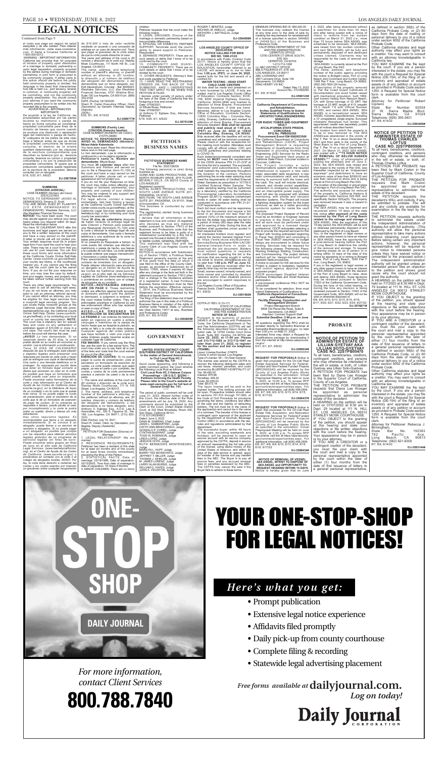# LEGAL NOTICES

Continued from Page 9

el costo que paga por seguro de salud asequible a de calidad. Para obtener más información, visite www.coveredca. com. O llame a Covered California al 1-800-300-0213.

WARNING - IMPORTANT INFORMATION California law provides that, for purposes of division of property upon dissolution of a marriage or domestic partnership or upon legal separation, property acquired by the parties during marriage or domestic partnership in joint form is presumed to be community property. If either party to this action should die before the jointly held community property is divided, the language in the deed that characterizes how title is held (i.e., joint tenancy, tenants in common, or community property) will be controlling, and not the community property presumption. You should consult your attorney if you want the community property presumption to be written into the recorded title to the property.

ADVERTENCIA - INFORMACIÓN IMPORTANTE: De acuerdo a la ley de California, las propiedades adquiridas por las partes durante su matrimonio o pareja de hecho en forma conjunta se consideran propiedad comunitaria para fines de la división de bienes que ocurre cuando se produce una disolución o separación legal del matrimonio o pareja de hecho. Si cualquiera de las partes de este caso llega a fallecer antes de que se divida la propiedad comunitaria de tenencia conjunta, el destino de la misma quedará determinado por las cláusulas de la escritura correspondiente que describen su tenencia (por ej., tenencia conjunta, tenencia en común o propiedad comunitaria) y no por la presunción de propiedad comunitaria. Si quiere que la presunción comunitaria quede registrada en la escritura de la propiedad, debería consultar con un abogado.

5/18, 5/25, 6/1, 6/8/22

**DJ-3587095#**

**SUMMONS (CITACION JUDICIAL)**
CASE NUMBER (Número del Caso): 20STLC02363

NOTICE TO DEFENDANT (AVISO AL DEMANDADO): Ernesto D. Scott
YOU ARE BEING SUED BY PLAINTIFF (LO ESTÁ DEMANDANDO EL DEMANDANTE): Westlake Services, LLC dba Westlake Financial Services

NOTICE! You have been sued. The court may decide against you without your being heard unless you respond within 30 days. Read the information below.

You have 30 CALENDAR DAYS after this summons and legal papers are served on you to file a written response at this court and have a copy served on the plaintiff. A letter or phone call will not protect you. Your written response must be in proper legal form if you want the court to hear your case. There may be a court form that you can use for your response. You can find these court forms and more information at the California Courts Online Self-Help Center (www.courtinfo.ca.gov/selfhelp), your county law library, or the courthouse nearest you. If you cannot pay the filing fee, ask the court clerk for a fee waiver form. If you do not file your response on time, you may lose the case by default, and your wages, money, and property may be taken without further warning from the court.

There are other legal requirements. You may want to call an attorney right away. If you do not know an attorney, you may want to call an attorney referral service. If you cannot afford an attorney, you may be eligible for free legal services from a nonprofit legal services program. You can locate these nonprofit groups at the California Legal Services Web site (www.lawhelpcalifornia.org), the California Courts Online Self-Help Center (www.courtinfo.ca.gov/selfhelp), or by contacting your local court or county bar association. NOTE: The court has a statutory lien for waived fees and costs on any settlement or arbitration award of $10,000 or more in a civil case. The court's lien must be paid before the court will dismiss the case.

¡AVISO! Lo han demandado. Si no responde dentro de 30 días, la corte puede decidir en su contra sin escuchar su versión. Lea la información a continuación. Tiene 30 DÍAS DE CALENDARIO después de que le entreguen esta citación y papeles legales para presentar una respuesta por escrito en esta corte y hacer que se entregue una copia al demandante. Una carta o una llamada telefónica no lo protegen. Su respuesta por escrito tiene que estar en formato legal correcto si desea que procesen su caso en la corte. Es posible que haya un formulario que usted pueda usar para su respuesta. Puede encontrar estos formularios de la corte y más información en el Centro de Ayuda de las Cortes de California (www.sucorte.ca.gov), en la biblioteca de leyes de su condado o en la corte que le quede más cerca. Si no puede pagar la cuota de presentación, pida al secretario de la corte que le dé un formulario de exención de pago de cuotas. Si no presenta su respuesta a tiempo, puede perder el caso por incumplimiento y la corte le podrá quitar su sueldo, dinero y bienes sin más advertencia.

Hay otros requisitos legales. Es recomendable que llame a un abogado inmediatamente. Si no conoce a un abogado, puede llamar a un servicio de remisión a abogados. Si no puede pagar a un abogado, es posible que cumpla con los requisitos para obtener servicios legales gratuitos de un programa de servicios legales sin fines de lucro. Puede encontrar estos grupos sin fines de lucro en el sitio web de California Legal Services, (www.lawhelpcalifornia.org), en el Centro de Ayuda de las Cortes de California, (www.sucorte.ca.gov) o poniéndose en contacto con la corte o el colegio de abogados locales. AVISO: Por ley, la corte tiene derecho a reclamar las cuotas y los costos exentos por imponer un gravamen sobre cualquier recuperación de $10,000 ó más de valor recibida mediante un acuerdo o una concesión de arbitraje en un caso de derecho civil. Tiene que pagar el gravamen de la corte antes de que la corte pueda desechar el caso.

The name and address of the court is (El nombre y dirección de la corte es): Stanley Mosk Courthouse, 111 North Hill St., Los Angeles, CA 90012

The name, address, and telephone number of plaintiff's attorney, or plaintiff without an attorney, is (El nombre, la dirección y el número de teléfono del abogado del demandante, o del demandante que no tiene abogado, es): Edi Alexandrian, Counsel - Bar #240523; Westlake Services, LLC dba Westlake Financial Services, 4751 Wilshire Blvd, Suite 100 Los Angeles, CA 90010 ph: (888) 739-9192

DATE (Fecha): 02/19/2020
Sherri R. Carter Executive Officer, Clerk (Secretario), by Gerardo Villarreal, Deputy (Adjunto)
(SEAL)
5/25, 6/1, 6/8, 6/15/22

**DJ-3586777#**

**SUMMONS (Family Law)**
CITACIÓN (Derecho familiar)
CASE NUMBER (NÚMERO DE CASO): 21STFL06080

NOTICE TO RESPONDENT (Name): AVISO AL DEMANDADO (Nombre): Nkiwa Adele Kalambuka
You have been sued. Read the information below and on the next page.
Lo han demandado. Lea la información a continuación y en la página siguiente.
Petitioner's name is: Nombre del demandante: Darius Louis Anderson

You have 30 calendar days after this Summons and Petition are served on you to file a Response (form FL-120) at the court and have a copy served on the petitioner. A letter, phone call, or court appearance will not protect you.

If you do not file your Response on time, the court may make orders affecting your marriage or domestic partnership, your property, and custody of your children. You may be ordered to pay support and attorney fees and costs.

For legal advice, contact a lawyer immediately. Get help finding a lawyer at the California Courts Online Self-Help Center (www.courts.ca.gov/selfhelp), at the California Legal Services website (www.lawhelpca.org), or by contacting your local county bar association.

Tiene 30 días de calendario después de haber recibido la entrega legal de esta Citación y Petición para presentar una Respuesta (formulario FL-120) ante la corte y efectuar la entrega legal de una copia al demandante. Una carta o llamada telefónica o una audiencia de la corte no basta para protegerlo.

Si no presenta su Respuesta a tiempo, la corte puede dar órdenes que afecten su matrimonio o pareja de hecho, sus bienes y la custodia de sus hijos. La corte también le puede ordenar que pague manutención, y honorarios y costos legales.

Para asesoramiento legal, póngase en contacto de inmediato con un abogado. Puede obtener información para encontrar un abogado en el Centro de Ayuda de las Cortes de California (www.sucorte.ca.gov), en el sitio web de los Servicios Legales de California (www.lawhelpca.org) o poniéndose en contacto con el colegio de abogados de su condado.

NOTICE—RESTRAINING ORDERS ARE ON PAGE 2: These restraining orders are effective against both spouses or domestic partners until the petition is dismissed, a judgment is entered, or the court makes further orders. They are enforceable anywhere in California by any law enforcement officer who has received or seen a copy of them.

AVISO—LAS ÓRDENES DE RESTRICCIÓN SE ENCUENTRAN EN LA PÁGINA 2: Las órdenes de restricción están en vigencia en cuanto a ambos cónyuges o miembros de la pareja de hecho hasta que se despida la petición, se emita un fallo o la corte dé otras órdenes. Cualquier agencia del orden público que haya recibido o visto una copia de estas órdenes puede hacerlas acatar en cualquier lugar de California.

FEE WAIVER: If you cannot pay the filing fee, ask the clerk for a fee waiver form. The court may order you to pay back all or part of the fees and costs that the court waived for you or the other party.

EXENCIÓN DE CUOTAS: Si no puede pagar la cuota de presentación, pida al secretario un formulario de exención de cuotas. La corte puede ordenar que usted pague, ya sea en parte o por completo, las cuotas y costos de la corte previamente exentos a petición de usted o de la otra parte.

1. The name and address of the court are (El nombre y dirección de la corte son): Stanley Mosk Courthouse, 111 N. Hill Street, Los Angeles, CA 90012

2. The name, address, and telephone number of the petitioner's attorney, or the petitioner without an attorney, are: (El nombre, dirección y número de teléfono del abogado del demandante, o del demandante si no tiene abogado, son): Anthony O. Egbase, Esq., A.O.E. Law & Associates, Inc. 350 S. Figueroa St., Ste. 189, Los Angeles, CA 90071; (213) 620-7070

Date (Fecha): July 15, 2021
Sherri R. Carter, Clerk, by (Secretario, por) Bagtide, Deputy (Asistente)
(SEAL)

PETITION FOR Dissolution (Divorce) of Marriage

1. LEGAL RELATIONSHIP: We are married.

2. RESIDENCE REQUIREMENTS: Petitioner has been a resident of this state for at least six months and of this county for at least three months immediately preceding the filing of this Petition.

3. STATISTICAL FACTS: Date of marriage: 05/19/1989, Date of separation: 09/15/2005, Time from date of marriage to date of separation: 16 Years 4 Months

4. MINOR CHILDREN: There are no minor children

Petitioner requests that the court make the following orders:

5. LEGAL GROUNDS: Dissolution of the marriage or domestic partnership based on irreconcilable differences.

8. SPOUSAL OR DOMESTIC PARTNER SUPPORT: Terminate (end) the court's ability to award support to Petitioner; Respondent.

9. SEPARATE PROPERTY: There are no such assets or debts that I know of to be confirmed by the court.

10. COMMUNITY AND QUASI-COMMUNITY PROPERTY: There are no such assets or debts that I know of to be divided by the court.

11. OTHER REQUESTS: Attorney's fees and costs payable by Petitioner.

12. I HAVE READ THE RESTRAINING ORDERS ON THE BACK OF THE SUMMONS AND I UNDERSTAND THAT THEY APPLY TO ME WHEN THIS PETITION IS FILED.

I declare under penalty of perjury under the laws of the State of California that the foregoing is true and correct.
Date: 07/08/2021
/s/ Mbula Esayi, Petitioner
Date: 07/08/2021
/s/ Anthony O. Egbase, Esq., Attorney for Petitioner
5/18, 5/25, 6/1, 6/8/22

**DJ-3575125#**

## FICTITIOUS BUSINESS NAMES

**FICTITIOUS BUSINESS NAME STATEMENT**
File No. 2022108030

The following person(s) is (are) doing business as:
GUNN AND GUNN PRODUCTIONS. 450 NORTH ROXBURY DRIVE, 8TH FLOOR, BEVERLY HILLS, CA 90210 County of LOS ANGELES
Registered owners:
ROYAL ACRES PRODUCTIONS. 140 SOUTH LAKE AVENUE SUITE 201, PASADENA, CA 91101
BDG FILMS. 140 SOUTH LAKE AVENUE SUITE 201, PASADENA, CA 91101. State of Incorporation: CA
This business is conducted by Joint Venture.
The registrant(s) started doing business on 01/25/18.
I declare that all information in this statement is true and correct. (A registrant who declares as true any material matter pursuant to Section 17913 of the Business and Professions code that the registrant knows to be false is guilty of a misdemeanor punishable by a fine not to exceed one thousand dollars ($1,000).)
S/ MARK GUNN, GENERAL PARTNER
This statement was filed with the County Clerk of Los Angeles County on 05/17/2022.
NOTICE-In accordance with Subdivision (a) of Section 17920, a Fictitious Name Statement generally expires at the end of five years from the date on which it was filed in the office of the County Clerk, except, as provided in Subdivision (b) of Section 17920, where it expires 40 days after any change in the facts set forth in the statement pursuant to Section 17913 other than a change in the residence address of a registered owner. A new Fictitious Business Name Statement must be filed before the expiration. Effective January 1, 2014, the Fictitious Business Name Statement must be accompanied by the Affidavit of Identity form.
The filing of this statement does not of itself authorize the use in this state of a Fictitious Business Name in violation of the rights of another under Federal, State, or common law (See Section 14411 et seq., Business and Professions Code).
5/25, 6/1, 6/8, 6/15/22

**DJ-3584605#**

## GOVERNMENT

**UNITED STATES DISTRICT COURT SOUTHERN DISTRICT OF CALIFORNIA**
**In the matter of General Amendments to Civil Local Rule 16.1**
**Order No. 157**

Good cause appearing, and following a public comment period, the Court amends the following Local Rule as follows:
Civil Local Rule 16.1 Habeas Corpus Proceedings – (28 U.S.C. §2254) – Petitions Involving the Death Penalty.
Please refer to the Court's website at www.casd.uscourts.gov for full text of General Order No. 741.

The period of public comment will be until June 21, 2022. Absent further order of this Court, the effective date of the Rule amendments will be July 18, 2022. Any comments should be submitted to the Clerk of the Court, United States District Court, at 333 West Broadway, Room 420, San Diego, California 92101.
IT IS SO ORDERED.
Dated: June 3, 2022
DANA M. SABRAW, Chief Judge
JANIS L. SAMMARTINO, Judge
CATHY ANN BENCIVENGO, Judge
GONZALO P. CURIEL, Judge
CYNTHIA BASHANT, Judge
TODD W. ROBINSON, Judge
LINDA LOPEZ, Judge
JINSOOK OHTA, Judge
RUTH BERMUDEZ MONTENEGRO, Judge
MARILYN L. HUFF, Judge
BARRY TED MOSKOWITZ, Judge
JEFFREY T. MILLER, Judge
THOMAS J. WHELAN, Judge
M. JAMES LORENZ, Judge
LARRY ALAN BURNS, Judge
WILLIAM Q. HAYES, Judge
JOHN A. HOUSTON, Judge
ROGER T. BENITEZ, Judge
MICHAEL M. ANELLO, Judge
ANTHONY J. BATTAGLIA, Judge
6/8/22

**DJ-3594098#**

**LOS ANGELES COUNTY OFFICE OF EDUCATION**
**NOTICE CALLING FOR BIDS**
**BID NO. 1690-2122**

In accordance with Public Contract Code 20111, Notice is hereby given that the LOS ANGELES COUNTY OFFICE OF EDUCATION, hereinafter referred to as LACOE, will receive sealed bids no later than **1:00 p.m. (PST)** on **June 24, 2022**, sealed bids for the bid and award of a contract for:

**WATER TESTING - HEAD START CHILD CARE CENTERS**

All bids shall be made and presented on a form furnished by LACOE. If bids are mailed, mail to Los Angeles County Office of Education, Contracts Section, EC 30-158, 9300 Imperial Highway, Downey, California, 90242-2890 and marked to attention of Anne Brady, Procurement Services Assistant. If bids are hand-delivered, deliver to Los Angeles County Office of Education, Contracts Section, 12830 Columbia Way – Columbia Way Lobby, Downey, California and marked to attention of Anne Brady, Procurement Services Assistant. **Bids shall be opened and publicly read aloud at 1:00 p.m. (PST) on June 24, 2022 at 12830 Columbia Way, Downey, CA 90242.** Bids received after the deadline will not be considered and will be returned unopened. Please check-in with the receptionist for the meeting room location. Attendees must comply with all official orders, CDC and LACOE guidelines and practices relating to COVID-19.

Each bidder/environmental consultant and testing lab **MUST** meet the requirements of the CVES directive PIN 21-21-CCP at the time the bid is awarded. The successful contractor (and subcontractors, if used) shall maintain the requirements throughout the duration of the contract. Persons performing the on-site water sampling must meet the requirements of Certified Lead Water Sampler as prescribed in 101705.5 Certified External Water Sampler. The water sampling testing must be performed by a laboratory certified by the California Environmental Laboratory Accreditation Program (ELAP) to measure contaminant levels in water. All water testing shall be conducted in accordance with PIN 21-21-CCP requirements.

Each bid must conform and be responsive to the bid documents and requires a bid bond in an amount not less than ten percent (10%) of the maximum amount of the bid. No bidder may withdraw his bid for a period of ninety (90) days after the date set for opening of bids. During this time, all bidders shall guarantee prices quoted in their respective bids.

All interested bidders must register and attend the Vendor General Interest Form in the Vendor Portal at: https://www.lacoe.edu/Business-Services/Doing-Business-With-LACOE/General-Interest-Form in order to download the bid document. Bidders must submit questions or requests for clarification regarding the bid or the services that are being sought in writing via email to: brady_anne@lacoe.edu by no later than **1:00 p.m. PST on June 13, 2022**. Any questions received after this specific time may not be considered.

Small, women-owned, minority-owned, and disabled veteran owned businesses, as well as businesses controlled by disabled veterans and/or other disabled persons are encouraged to submit responses to LACOE.

Los Angeles County Office of Education
Patricia Smith, Chief Financial Officer
6/1, 6/8/22

**DJ-3591592#**

CDTFA-21 REV. 6 (10-17)
STATE OF CALIFORNIA
CALIFORNIA DEPARTMENT OF TAX AND FEE ADMINISTRATION
**NOTICE OF SALE**

Pursuant to the authority of section 24049.5 of the Business and Professions Code, the California Department of Tax and Fee Administration (CDTFA) will sell the following described liquor license, a public sale at 12750 Center Court Drive South Suite 300, Cerritos, CA 90703, **on June 22, 2022, at 11:00 am. Please call 213-712-1002 or 213-712-1047 no later than June 21, 2022, to register for the auction and bid via telephone (TEAMS).**

Liquor License Number: 074879
County in which issued: Los Angeles
Type of License: 48 – On-Sale General
The license was seized by the CDTFA to recover the following delinquent sales and use taxes, interest, penalties, and costs owed by BLUEPRINT HOSPITALITY LP:
Tax: $4,882.00
Interest: 675.96
Penalties: 449.20
Costs: $2,265.00
Total: $8,272.16

The liquor license will be sold to the highest bidder. The bidding process will be open. Prospective bidders should refer to sections 701.510 through 701.680, of the Code of Civil Procedure for provisions governing the terms, conditions and effect of the sale and the liability of defaulting bidders. The bid must be in the name of the applicant(s) and cannot be in the name of a nominee. The transfer of this license is contingent upon approval of the applicant by the Department of Alcoholic Beverage Control (ABC) in accordance with the law, rules and regulations administered by that department.

The successful buyer, within 48 hours of the sale, excluding weekends and holidays will be required to open an escrow account with an escrow company approved by the CDTFA, deposit in escrow an amount representing the full sale price of the license, using lawful money of the United States of America, and within 30 days of the date escrow is opened, apply for transfer of the license and pay transfer fees to the ABC. The Buyer has to pay all escrow fees, and any accrued renewal fees or penalties assessed by the ABC. The CDTFA may cancel the sale if the Buyer fails to adhere to these terms.

MINIMUM OPENING BID IS: $50,000.00

The licensee may redeem the license at any time prior to the time of sale by meeting the requirements for reinstatement of a license specified in section 24049(f) or 24049.5(c) of the Business and Professions Code.

CALIFORNIA DEPARTMENT OF TAX AND FEE ADMINISTRATION
CERRITOS OFFICE
12750 CENTER CT DRIVE SOUTH, STE 300
CERRITOS, CA 90703
1-213-712-1082

cc: ABC DISTRICT OFFICE
888 S FIGUEROA ST, STE 320
LOS ANGELES, CA 90017
ABC LICENSING UNIT
3927 Lennane Drive, Suite 100
Sacramento, CA 95834
KING HENRY VIII, INC

Dated: May 13, 2022
Account No.: 012-662260

6/1, 6/8, 6/15/22

**DJ-3590123#**

**California Department of Corrections and Rehabilitation**
**Invites Qualified Firms to Submit Statements of Qualifications for ARCHITECTURAL/ENGINEERING SERVICES**
**FOR RADIO TOWER AND EQUIPMENT VAULT**
**AT CALIFORNIA STATE PRISON, CORCORAN**
**RFQ No. FMB202202**
**Procurement Event ID# 0000023549**

The California Department of Corrections and Rehabilitation (CDCR), Project Management Branch is requesting Statements of Qualifications from firms interested in providing Architectural/Engineering (A/E) Services for the Radio Tower and Equipment Vault project at California State Prison, Corcoran located in Corcoran, California.

The Project includes a radio communications system with the required infrastructure to support a new radio tower, associated radio equipment, a new radio communications vault, and security fencing to surround both the tower and the vault. The vault will include electrical, network, and climate control capabilities, connection to emergency backup power, and an interruptible power supply. The vault will also be equipped with wireless monitoring, with smoke and intrusion detection systems. The Project will include a lightning dissipation system for the tower structure, as well as a radio grounding protection system for the radio vault.

The proposed Project Designer of Record must be an Architect or Engineer licensed to practice in the State of California and all work must be performed under the responsible charge of a licensed design professional. CDCR anticipates selecting a firm to provide the required services for this Project with funding anticipated beginning in Fiscal Year 2022/23 and concluding in Fiscal Year 2026/27. Assumes no budget delays are encountered to obtain future funding. Services may be required for the following phases: Preliminary Plans; Working Drawings; Bidding; Construction; and Commissioning. The project delivery method will be "design-bid-build" using standard State procedures.

A notice to proceed for A/E services for this Project is subject to budgetary, legislative and control agency approval of the proposed project.

CDCR encourages Disabled Veteran Business Enterprises and Small Business participation.

A pre-proposal conference WILL NOT be conducted.

To be considered for selection, firms must submit Statements of Qualifications to:
***California Department of Corrections and Rehabilitation***
***Facility Planning, Construction and Management Division***
Project Management Branch
9838 Old Placerville Road, Suite B
Sacramento, CA 95827
Attention: Contract Support Staff
***Submittal Deadline: 3:00 p.m. on June 16, 2022***

All questions regarding this RFQ shall be emailed directly to Samantha Brammer at Samantha.Brammer@cdcr.ca.gov, no later than 3:00 p.m. on May 31, 2022.

Interested firms may obtain a Request for Qualifications package by downloading it from the internet at http://www.caleprocure.ca.gov/

5/31, 6/1, 6/7, 6/8/22

**DJ-3590034#**

**REQUEST FOR PROPOSALS** Notice is given that proposals for the On-Call Real Estate Appraisal Services for Federal-Funded and Non-Federal Funded Projects (BRC000004343) will be received by the County of Los Angeles Public Works as specified in the solicitation. Virtual Preproposal Meeting will be held on June 9, 2022 at 10:00 a.m. To access RFP documents visit link at https://dpw.lacounty.gov/contracts/opportunities.aspx. For additional information, call (626) 458-2509.
6/6, 6/7, 6/8, 6/9, 6/10, 6/13, 6/14, 6/15, 6/16, 6/17/22

**DJ-3592437#**

**REQUEST FOR PROPOSALS** Notice is given that proposals for the On-Call Real Estate Title, Acquisition, and Relocation Assistance Services for Federal-Funded and Non-Federal-Funded Projects (BRC0000042) will be received by the County of Los Angeles Public Works as specified in the solicitation. Virtual Preproposal Meeting will be held on June 8, 2022, at 3:30 p.m. To access RFP documents visit link at https://dpw.lacounty.gov/contracts/opportunities.aspx. For additional information, call (626) 458-2509.
6/6, 6/7, 6/8, 6/9, 6/10, 6/13, 6/14, 6/15, 6/16, 6/17/22

**DJ-3592434#**

**NOTICE OF REMOVAL OF VESSEL *SEA ANGEL*, INTENT TO DISPOSE OF *SEA ANGEL* and OPPORTUNITY TO REQUEST HEARING WITHIN 15 DAYS**

Notice is hereby given that on June 2, 2022, after being abandoned without a watchman for more than 30 days and after being posted with a notice of intent to remove the then sunken condition on March 31, 2022 (i.e., more than 72 hours before SEA ANGEL was scheduled to be removed), SEA ANGEL was raised from her sunken condition, and next SEA ANGEL will be fully and permanently disposed of and destroyed unless claimed. Claimants may be responsible for the costs of removal and storage.

"*SEA ANGEL*" is currently stored at the Port of Long Beach, Pier D43.

The name, address, and telephone number of the public agency providing the notice is Bridget Lewis, Port of Long Beach Joint Command and Control Center, 1249 Pier F Ave, Long Beach, CA 90802 (562) 283-7001.

A description of the property removed is: Per the Coast Guard Certificate of Documentation one wood hulled vessel with mechanical propulsion, built 1969 (last known) hailing from Newport Beach, CA, with Gross tonnage of 33 GRT, Net tonnage of 23 NRT, length of 41.5, breadth 15.3, depth 7.6 with Official Number 521490, and named *SEA ANGEL*. SEA ANGEL is a recreational vessel. SEA ANGEL includes appurtenances, including a 10' unregistered single engine Zodiac and inflatable fiberglass hull tender. This appurtenant vessel was separately posted with all notices described herein.

The location from which the property is to be or was removed is: The *SEA ANGEL* was abandoned in the vicinity of Pier F, Pier 10 on or about December 16, 2021 and then sank in the vicinity of the West Basin in the Port of Long Beach, Pier T, Pier D, on or about December 17, 2021. On March 31, 2022 *SEA ANGEL* was posted with a **"72 HOUR NOTICE OF REMOVAL OF BELOW SUNKEN VESSEL"** (copy of photographs of posting attached hereto), and on June 2, 2022, the *SEA ANGEL* was raised and then towed to the vicinity of Pier D43, was thereafter inspected by an "appraiser/surveyor" and determined to have an economic value of less than $2000.00 and was then removed to shore and is being stored at Port of Long Beach Pier D43.

The location of the intended or actual place of storage is: Port of Long Beach Pier D43.

The authority and purpose for removal of the property is: California Harbors & Navigation Code Sections 522-526, and specifically Section 523(a)(5). The property was removed because it was a hazard to navigation.

The *SEA ANGEL* may be claimed and recovered within 15 days of the date this notice **after payment of the costs incurred by the Port of Long Beach related to the salvage and storage** of *SEA ANGEL*. After the expiration of this 15-day period, the *SEA ANGEL* will be sold or otherwise permanently disposed of and destroyed by the Port of Long Beach.

You, or the registered or legal owners or any other person known to have an interest in *SEA ANGEL*, have the opportunity for a post-removal hearing before the Port of Long Beach to determine the validity of the removal and storage. To request a hearing please do so in person or in writing within 15 days of receipt of this notice by appearing at or writing to Bridget Lewis, Port of Long Beach, 1249 Pier F Ave, Long Beach, CA, 90802.

If you or the registered or legal owners or any other person known to have an interest in *SEA ANGEL* disagree with the decision of the Port of Long Beach to raise, store and destroy *SEA ANGEL* this decision may be reviewed pursuant to Section 11523 of the California Government Code. During the time of the initial hearing, or during the time any decision is being reviewed pursuant to Section 11523 of the Government Code, *SEA ANGEL* will not be sold or otherwise disposed.

6/8, 6/9, 6/10, 6/13, 6/14, 6/15, 6/16, 6/17, 6/20, 6/21, 6/22, 6/23, 6/24, 6/27/22

**DJ-3575871#**

## PROBATE

**NOTICE OF PETITION TO ADMINISTER ESTATE OF LILLIAN GYETVAY AKA LILLIAN SOTO-GYETVAY**
**CASE NO. 22STPB05470**

To all heirs, beneficiaries, creditors, contingent creditors, and persons who may otherwise be interested in the will or estate, or both, of Lillian Gyetvay aka Lillian Soto-Gyetvay.

A PETITION FOR PROBATE has been filed by Diane Lee Kroeger in the Superior Court of California, County of Los Angeles.

THE PETITION FOR PROBATE requests that Diane Lee Kroeger be appointed as personal representative to administer the estate of the decedent.

A HEARING on the petition will be held on 07/07/2022 at 8:30 am in Dept. 29 located at 111 N. HILL ST. LOS ANGELES CA 90012 STANLEY MOSK COURTHOUSE.

IF YOU OBJECT to the granting of the petition, you should appear at the hearing and state your objections or file written objections with the court before the hearing. Your appearance may be in person or by your attorney.

IF YOU ARE A CREDITOR or a contingent creditor of the decedent, you must file your claim with the court and mail a copy to the personal representative appointed by the court within the later of either (1) four months from the date of first issuance of letters to a general personal representative, as defined in section 58(b) of the California Probate Code, or (2) 60 days from the date of mailing or personal delivery to you of a notice under section 9052 of the California Probate Code.

Other California statutes and legal authority may affect your rights as a creditor. You may want to consult with an attorney knowledgeable in California law.

YOU MAY EXAMINE the file kept by the court. If you are a person interested in the estate, you may file with the court a Request for Special Notice (form DE-154) of the filing of an inventory and appraisal of estate assets or of any petition or account as provided in Probate Code section 1250. A Request for Special Notice form is available from the court clerk.

Attorney for Petitioner: Robert Gindraux
State Bar Number 92564
37 W. Sierra Madre Blvd.
Sierra Madre, CA 91024
Telephone: (626) 355-3401
6/7, 6/8, 6/14/22

**DJ-3593409#**

**NOTICE OF PETITION TO ADMINISTER ESTATE OF THOMAS CHARLES LOFTUS**
**CASE NO. 22STPB05506**

To all heirs, beneficiaries, creditors, contingent creditors, and persons who may otherwise be interested in the will or estate, or both, of Thomas Charles Loftus

A PETITION FOR PROBATE has been filed by Mark Craton in the Superior Court of California, County of Los Angeles.

THE PETITION FOR PROBATE requests that Mark Craton be appointed as personal representative to administer the estate of the decedent.

THE PETITION requests the decedent's WILL and codicils, if any, be admitted to probate. The will and any codicils are available for examination in the file kept by the court.

THE PETITION requests authority to administer the estate under the Independent Administration of Estates Act with full authority. (This authority will allow the personal representative to take many actions without obtaining court approval. Before taking certain very important actions, however, the personal representative will be required to give notice to interested persons unless they have waived notice or consented to the proposed action.) The independent administration authority will be granted unless an interested person files an objection to the petition and shows good cause why the court should not grant the authority.

A HEARING on the petition will be held on 7/7/2022 at 8:30 AM in Dept. 79 located at 111 N. HILL ST. LOS ANGELES CA 90012 STANLEY MOSK COURTHOUSE.

IF YOU OBJECT to the granting of the petition, you should appear at the hearing and state your objections or file written objections with the court before the hearing. Your appearance may be in person or by your attorney.

IF YOU ARE A CREDITOR or a contingent creditor of the decedent, you must file your claim with the court and mail a copy to the personal representative appointed by the court within the later of either (1) four months from the date of first issuance of letters to a general personal representative, as defined in section 58(b) of the California Probate Code, or (2) 60 days from the date of mailing or personal delivery to you of a notice under section 9052 of the California Probate Code.

Other California statutes and legal authority may affect your rights as a creditor. You may want to consult with an attorney knowledgeable in California law.

YOU MAY EXAMINE the file kept by the court. If you are a person interested in the estate, you may file with the court a Request for Special Notice (form DE-154) of the filing of an inventory and appraisal of estate assets or of any petition or account as provided in Probate Code section 1250. A Request for Special Notice form is available from the court clerk.

Attorney for Petitioner: Rebecca J. Birmingham
State Bar No. 192383
782 Pacific Ave.
Long Beach, CA 90813
Telephone: (562) 621-6300
6/7, 6/8, 6/14/22

**DJ-3593144#**

# ONE-STOP SHOP
DAILY JOURNAL

# YOUR ONE-STOP-SHOP FOR LEGAL NOTICES!

## *Here's what you get:*

- Prompt publication
- Extensive legal notice experience
- Affidavits filed promptly
- Daily pick-up from county courthouse
- Complete filing & recording
- Statewide legal advertising placement

*For more information, contact Client Services*
**800.788.7840**

*Free forms available at* **dailyjournal.com.** *Log on today!*

**Daily Journal** CORPORATION